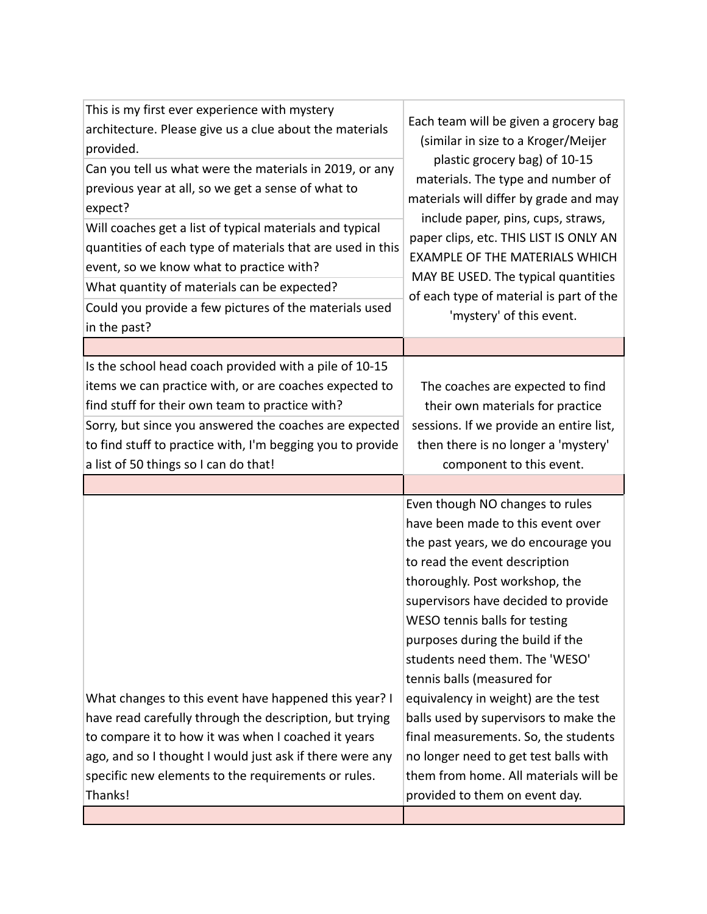| Question | Answer |
| --- | --- |
| This is my first ever experience with mystery architecture. Please give us a clue about the materials provided.<br>Can you tell us what were the materials in 2019, or any previous year at all, so we get a sense of what to expect?<br>Will coaches get a list of typical materials and typical quantities of each type of materials that are used in this event, so we know what to practice with?<br>What quantity of materials can be expected?<br>Could you provide a few pictures of the materials used in the past? | Each team will be given a grocery bag (similar in size to a Kroger/Meijer plastic grocery bag) of 10-15 materials. The type and number of materials will differ by grade and may include paper, pins, cups, straws, paper clips, etc. THIS LIST IS ONLY AN EXAMPLE OF THE MATERIALS WHICH MAY BE USED. The typical quantities of each type of material is part of the 'mystery' of this event. |
| | |
| Is the school head coach provided with a pile of 10-15 items we can practice with, or are coaches expected to find stuff for their own team to practice with?<br>Sorry, but since you answered the coaches are expected to find stuff to practice with, I'm begging you to provide a list of 50 things so I can do that! | The coaches are expected to find their own materials for practice sessions. If we provide an entire list, then there is no longer a 'mystery' component to this event. |
| | |
| What changes to this event have happened this year? I have read carefully through the description, but trying to compare it to how it was when I coached it years ago, and so I thought I would just ask if there were any specific new elements to the requirements or rules. Thanks! | Even though NO changes to rules have been made to this event over the past years, we do encourage you to read the event description thoroughly. Post workshop, the supervisors have decided to provide WESO tennis balls for testing purposes during the build if the students need them. The 'WESO' tennis balls (measured for equivalency in weight) are the test balls used by supervisors to make the final measurements. So, the students no longer need to get test balls with them from home. All materials will be provided to them on event day. |
| | |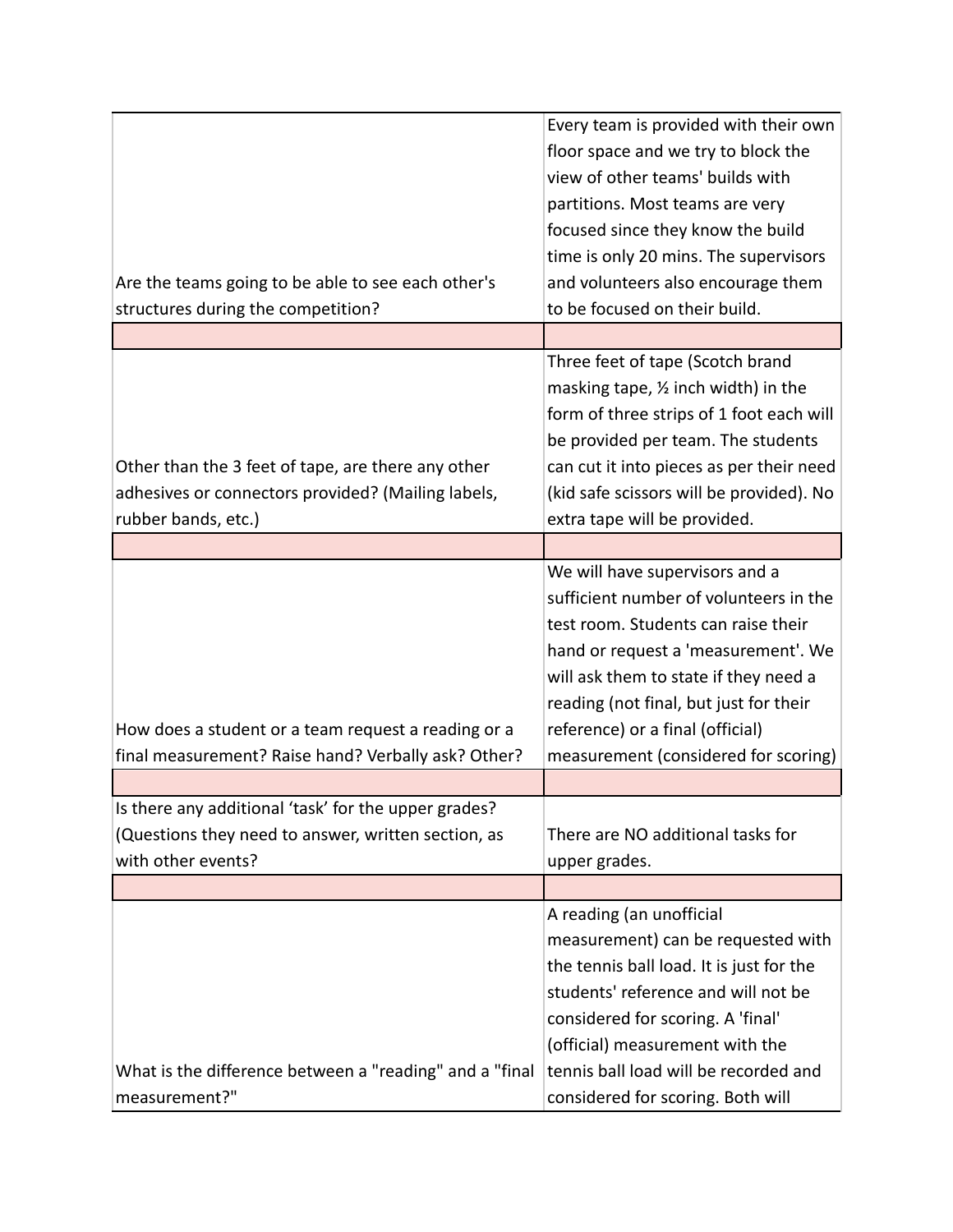| | |
|---|---|
| Are the teams going to be able to see each other's structures during the competition? | Every team is provided with their own floor space and we try to block the view of other teams' builds with partitions. Most teams are very focused since they know the build time is only 20 mins. The supervisors and volunteers also encourage them to be focused on their build. |
| | |
| Other than the 3 feet of tape, are there any other adhesives or connectors provided? (Mailing labels, rubber bands, etc.) | Three feet of tape (Scotch brand masking tape, ½ inch width) in the form of three strips of 1 foot each will be provided per team. The students can cut it into pieces as per their need (kid safe scissors will be provided). No extra tape will be provided. |
| | |
| How does a student or a team request a reading or a final measurement? Raise hand? Verbally ask? Other? | We will have supervisors and a sufficient number of volunteers in the test room. Students can raise their hand or request a 'measurement'. We will ask them to state if they need a reading (not final, but just for their reference) or a final (official) measurement (considered for scoring) |
| | |
| Is there any additional 'task' for the upper grades? (Questions they need to answer, written section, as with other events? | There are NO additional tasks for upper grades. |
| | |
| What is the difference between a "reading" and a "final measurement?" | A reading (an unofficial measurement) can be requested with the tennis ball load. It is just for the students' reference and will not be considered for scoring. A 'final' (official) measurement with the tennis ball load will be recorded and considered for scoring. Both will |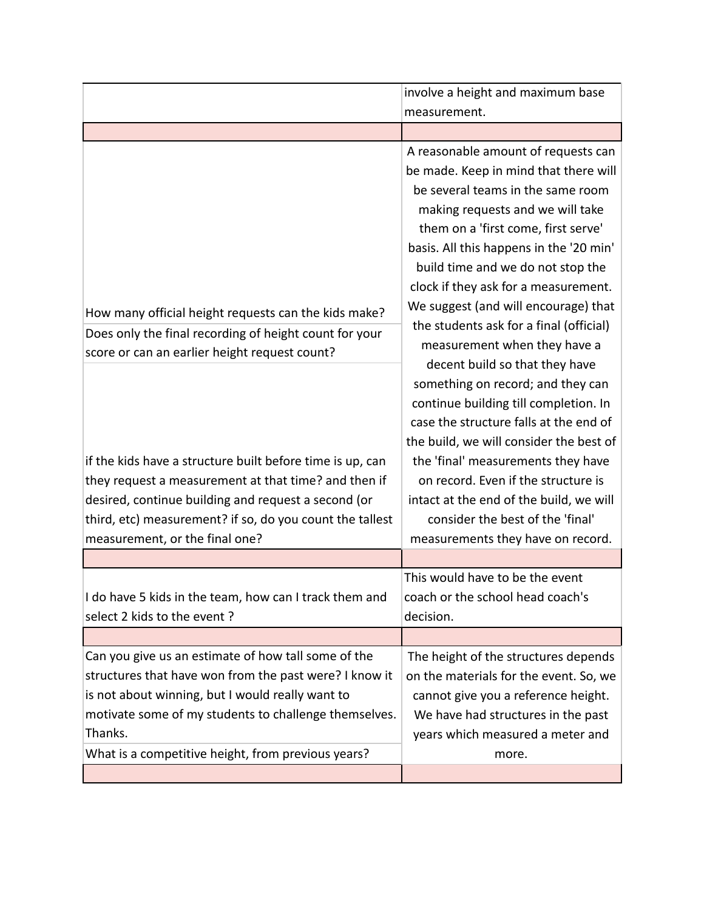| | |
|---|---|
| | involve a height and maximum base measurement. |
| | |
| How many official height requests can the kids make? | A reasonable amount of requests can be made. Keep in mind that there will be several teams in the same room making requests and we will take them on a 'first come, first serve' basis. All this happens in the '20 min' build time and we do not stop the clock if they ask for a measurement. We suggest (and will encourage) that the students ask for a final (official) measurement when they have a decent build so that they have something on record; and they can continue building till completion. In case the structure falls at the end of the build, we will consider the best of the 'final' measurements they have on record. Even if the structure is intact at the end of the build, we will consider the best of the 'final' measurements they have on record. |
| Does only the final recording of height count for your score or can an earlier height request count? | |
| if the kids have a structure built before time is up, can they request a measurement at that time? and then if desired, continue building and request a second (or third, etc) measurement? if so, do you count the tallest measurement, or the final one? | |
| | |
| I do have 5 kids in the team, how can I track them and select 2 kids to the event ? | This would have to be the event coach or the school head coach's decision. |
| | |
| Can you give us an estimate of how tall some of the structures that have won from the past were? I know it is not about winning, but I would really want to motivate some of my students to challenge themselves. Thanks. | The height of the structures depends on the materials for the event. So, we cannot give you a reference height. We have had structures in the past years which measured a meter and more. |
| What is a competitive height, from previous years? | |
| | |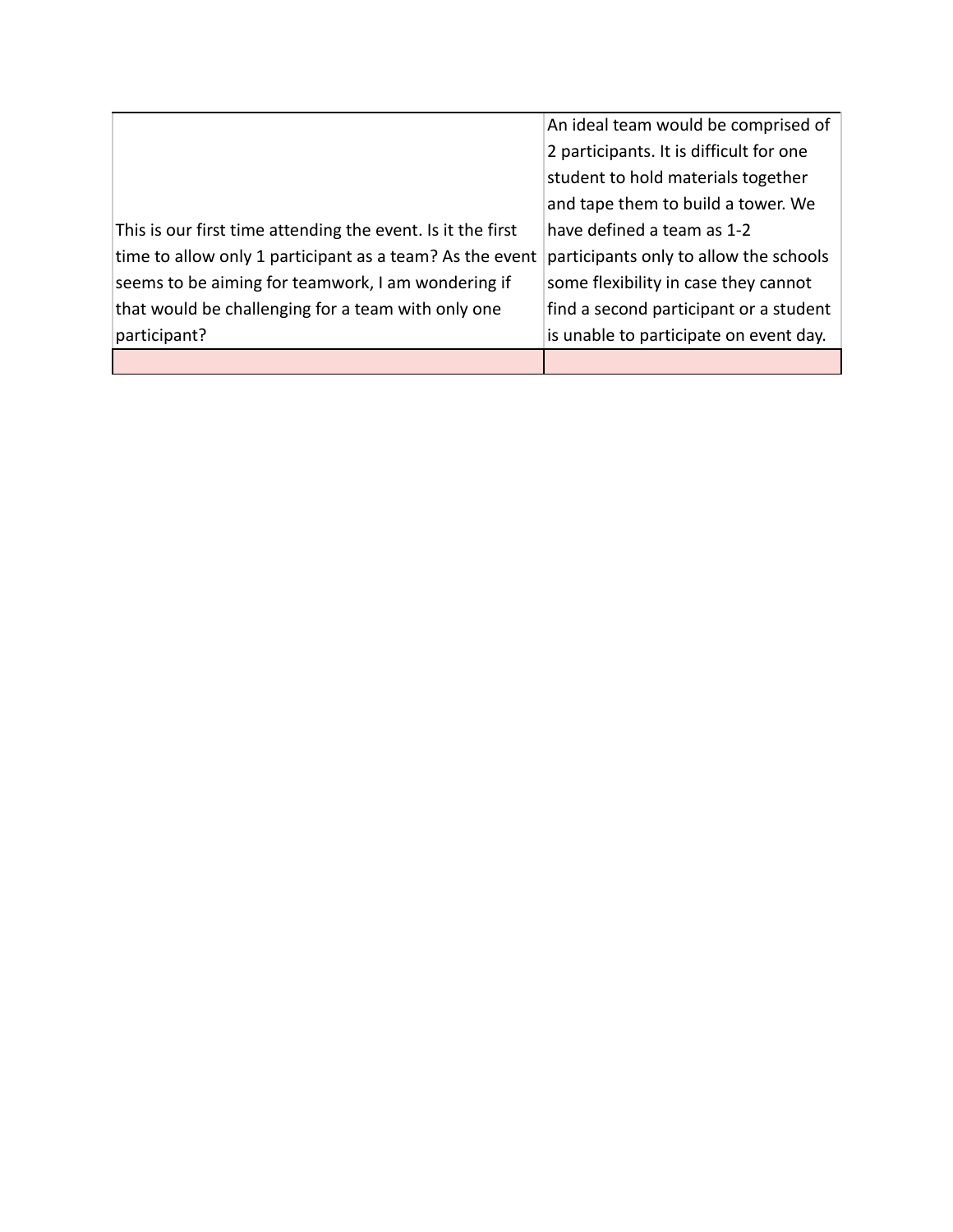| | |
|---|---|
| This is our first time attending the event. Is it the first time to allow only 1 participant as a team? As the event seems to be aiming for teamwork, I am wondering if that would be challenging for a team with only one participant? | An ideal team would be comprised of 2 participants. It is difficult for one student to hold materials together and tape them to build a tower. We have defined a team as 1-2 participants only to allow the schools some flexibility in case they cannot find a second participant or a student is unable to participate on event day. |
| | |